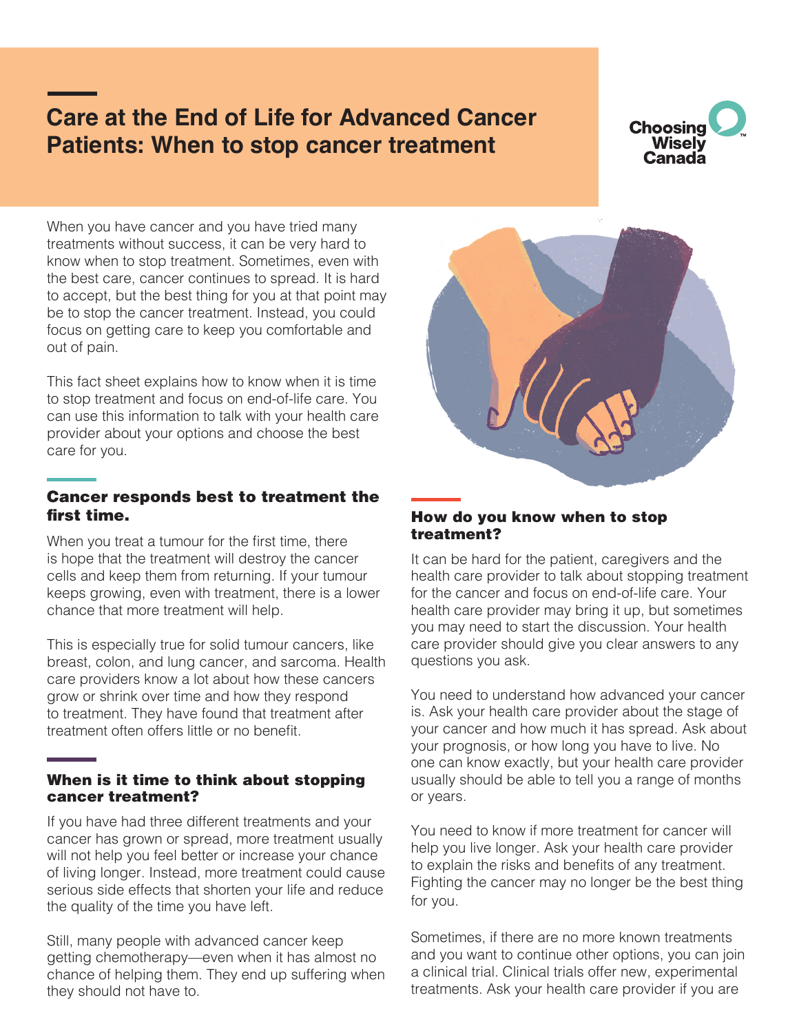# Care at the End of Life for Advanced Cancer Patients: When to stop cancer treatment

Choosing Wisely Canada

When you have cancer and you have tried many treatments without success, it can be very hard to know when to stop treatment. Sometimes, even with the best care, cancer continues to spread. It is hard to accept, but the best thing for you at that point may be to stop the cancer treatment. Instead, you could focus on getting care to keep you comfortable and out of pain.

This fact sheet explains how to know when it is time to stop treatment and focus on end-of-life care. You can use this information to talk with your health care provider about your options and choose the best care for you.

## Cancer responds best to treatment the first time.

When you treat a tumour for the first time, there is hope that the treatment will destroy the cancer cells and keep them from returning. If your tumour keeps growing, even with treatment, there is a lower chance that more treatment will help.

This is especially true for solid tumour cancers, like breast, colon, and lung cancer, and sarcoma. Health care providers know a lot about how these cancers grow or shrink over time and how they respond to treatment. They have found that treatment after treatment often offers little or no benefit.

## When is it time to think about stopping cancer treatment?

If you have had three different treatments and your cancer has grown or spread, more treatment usually will not help you feel better or increase your chance of living longer. Instead, more treatment could cause serious side effects that shorten your life and reduce the quality of the time you have left.

Still, many people with advanced cancer keep getting chemotherapy—even when it has almost no chance of helping them. They end up suffering when they should not have to.

## How do you know when to stop treatment?

It can be hard for the patient, caregivers and the health care provider to talk about stopping treatment for the cancer and focus on end-of-life care. Your health care provider may bring it up, but sometimes you may need to start the discussion. Your health care provider should give you clear answers to any questions you ask.

You need to understand how advanced your cancer is. Ask your health care provider about the stage of your cancer and how much it has spread. Ask about your prognosis, or how long you have to live. No one can know exactly, but your health care provider usually should be able to tell you a range of months or years.

You need to know if more treatment for cancer will help you live longer. Ask your health care provider to explain the risks and benefits of any treatment. Fighting the cancer may no longer be the best thing for you.

Sometimes, if there are no more known treatments and you want to continue other options, you can join a clinical trial. Clinical trials offer new, experimental treatments. Ask your health care provider if you are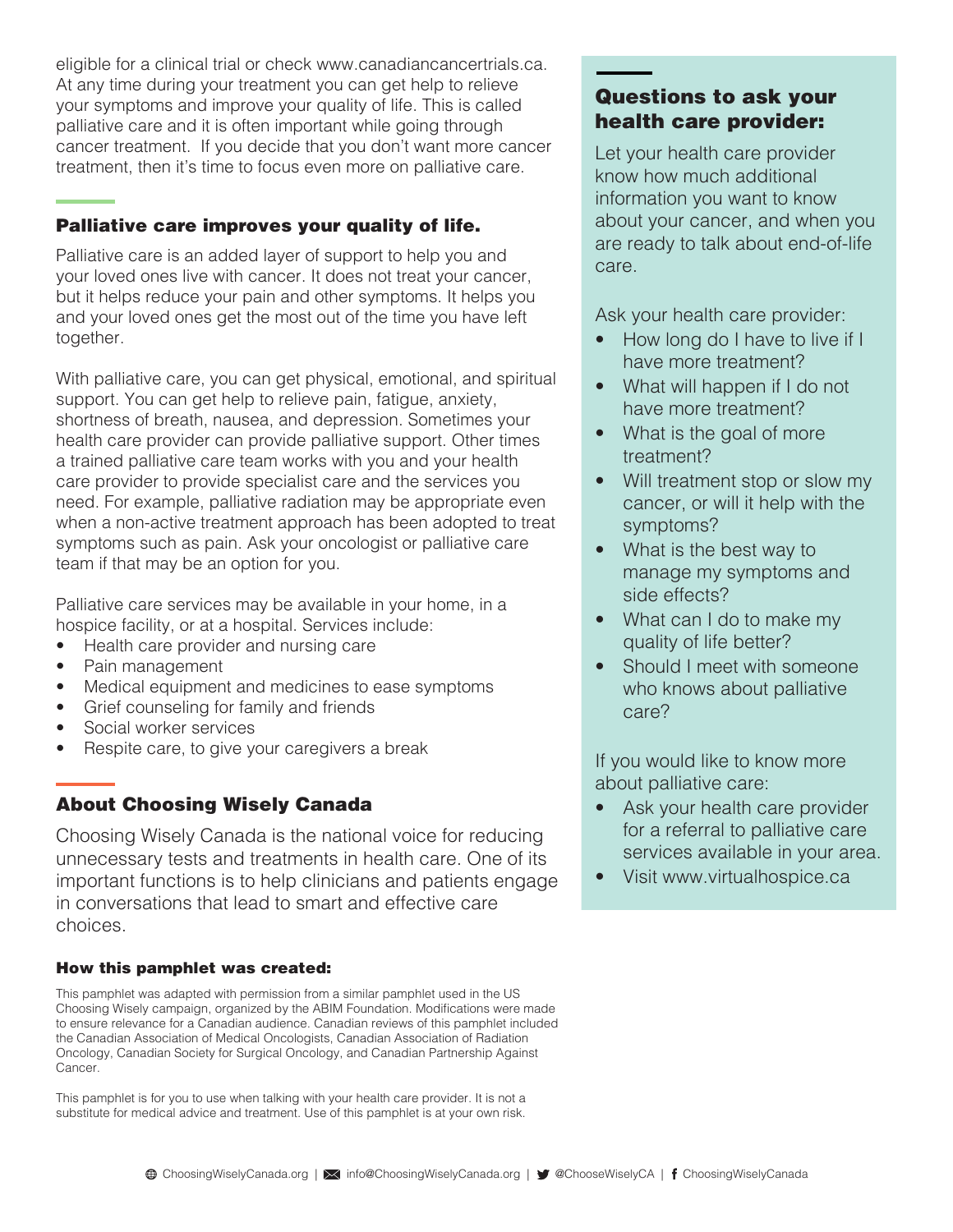eligible for a clinical trial or check www.canadiancancertrials.ca. At any time during your treatment you can get help to relieve your symptoms and improve your quality of life. This is called palliative care and it is often important while going through cancer treatment. If you decide that you don't want more cancer treatment, then it's time to focus even more on palliative care.

## Palliative care improves your quality of life.

Palliative care is an added layer of support to help you and your loved ones live with cancer. It does not treat your cancer, but it helps reduce your pain and other symptoms. It helps you and your loved ones get the most out of the time you have left together.

With palliative care, you can get physical, emotional, and spiritual support. You can get help to relieve pain, fatigue, anxiety, shortness of breath, nausea, and depression. Sometimes your health care provider can provide palliative support. Other times a trained palliative care team works with you and your health care provider to provide specialist care and the services you need. For example, palliative radiation may be appropriate even when a non-active treatment approach has been adopted to treat symptoms such as pain. Ask your oncologist or palliative care team if that may be an option for you.

Palliative care services may be available in your home, in a hospice facility, or at a hospital. Services include:

- Health care provider and nursing care
- Pain management
- Medical equipment and medicines to ease symptoms
- Grief counseling for family and friends
- Social worker services
- Respite care, to give your caregivers a break

## About Choosing Wisely Canada

Choosing Wisely Canada is the national voice for reducing unnecessary tests and treatments in health care. One of its important functions is to help clinicians and patients engage in conversations that lead to smart and effective care choices.

### How this pamphlet was created:

This pamphlet was adapted with permission from a similar pamphlet used in the US Choosing Wisely campaign, organized by the ABIM Foundation. Modifications were made to ensure relevance for a Canadian audience. Canadian reviews of this pamphlet included the Canadian Association of Medical Oncologists, Canadian Association of Radiation Oncology, Canadian Society for Surgical Oncology, and Canadian Partnership Against Cancer.

This pamphlet is for you to use when talking with your health care provider. It is not a substitute for medical advice and treatment. Use of this pamphlet is at your own risk.

## Questions to ask your health care provider:

Let your health care provider know how much additional information you want to know about your cancer, and when you are ready to talk about end-of-life care.

Ask your health care provider:

- How long do I have to live if I have more treatment?
- What will happen if I do not have more treatment?
- What is the goal of more treatment?
- Will treatment stop or slow my cancer, or will it help with the symptoms?
- What is the best way to manage my symptoms and side effects?
- What can I do to make my quality of life better?
- Should I meet with someone who knows about palliative care?

If you would like to know more about palliative care:

- Ask your health care provider for a referral to palliative care services available in your area.
- Visit www.virtualhospice.ca

ChoosingWiselyCanada.org | info@ChoosingWiselyCanada.org | @ChooseWiselyCA | ChoosingWiselyCanada